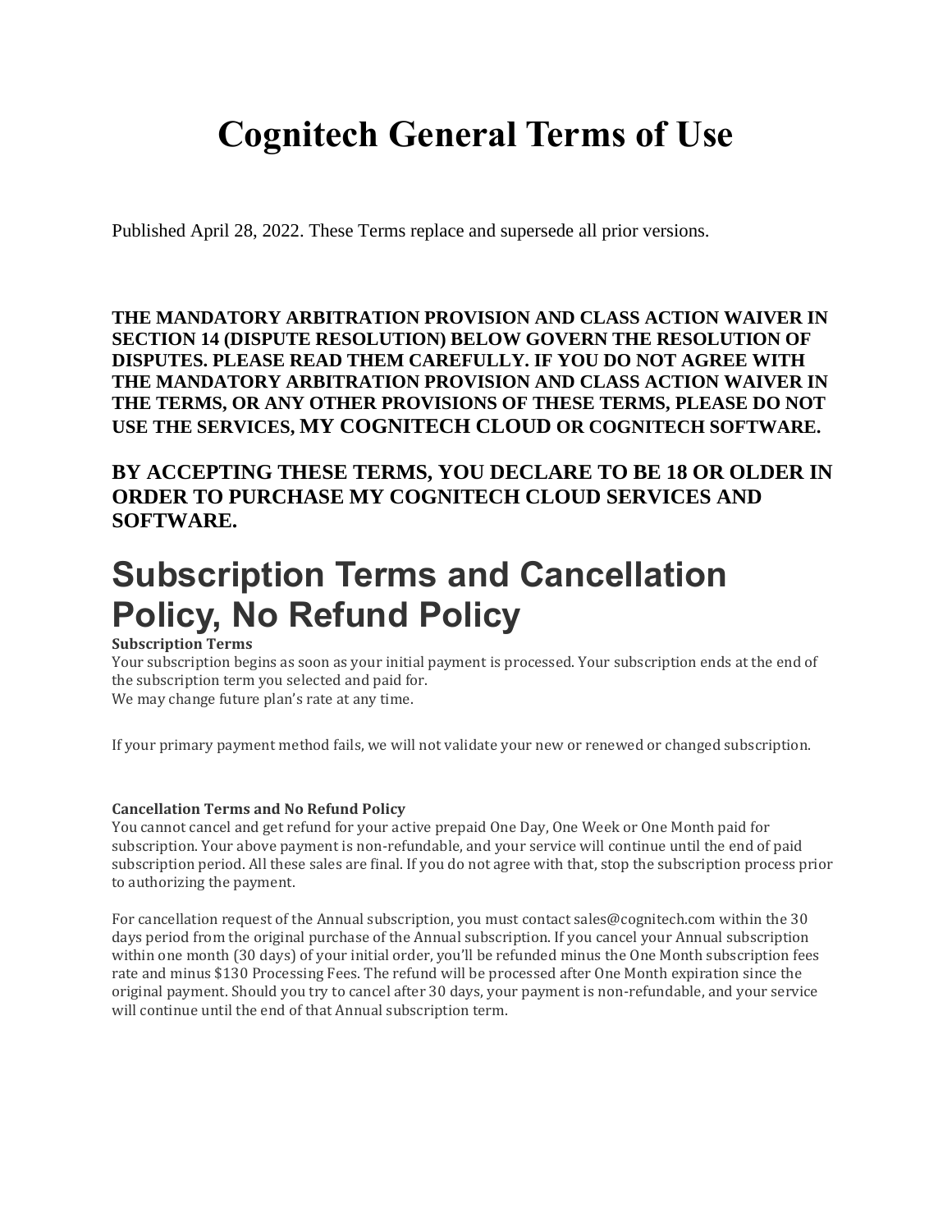# Cognitech General Terms of Use

Published April 28, 2022. These Terms replace and supersede all prior versions.

**THE MANDATORY ARBITRATION PROVISION AND CLASS ACTION WAIVER IN SECTION 14 (DISPUTE RESOLUTION) BELOW GOVERN THE RESOLUTION OF DISPUTES. PLEASE READ THEM CAREFULLY. IF YOU DO NOT AGREE WITH THE MANDATORY ARBITRATION PROVISION AND CLASS ACTION WAIVER IN THE TERMS, OR ANY OTHER PROVISIONS OF THESE TERMS, PLEASE DO NOT USE THE SERVICES, MY COGNITECH CLOUD OR COGNITECH SOFTWARE.**

**BY ACCEPTING THESE TERMS, YOU DECLARE TO BE 18 OR OLDER IN ORDER TO PURCHASE MY COGNITECH CLOUD SERVICES AND SOFTWARE.**

## Subscription Terms and Cancellation Policy, No Refund Policy

**Subscription Terms**

Your subscription begins as soon as your initial payment is processed. Your subscription ends at the end of the subscription term you selected and paid for.
We may change future plan's rate at any time.

If your primary payment method fails, we will not validate your new or renewed or changed subscription.

**Cancellation Terms and No Refund Policy**

You cannot cancel and get refund for your active prepaid One Day, One Week or One Month paid for subscription. Your above payment is non-refundable, and your service will continue until the end of paid subscription period. All these sales are final. If you do not agree with that, stop the subscription process prior to authorizing the payment.

For cancellation request of the Annual subscription, you must contact sales@cognitech.com within the 30 days period from the original purchase of the Annual subscription. If you cancel your Annual subscription within one month (30 days) of your initial order, you'll be refunded minus the One Month subscription fees rate and minus $130 Processing Fees. The refund will be processed after One Month expiration since the original payment. Should you try to cancel after 30 days, your payment is non-refundable, and your service will continue until the end of that Annual subscription term.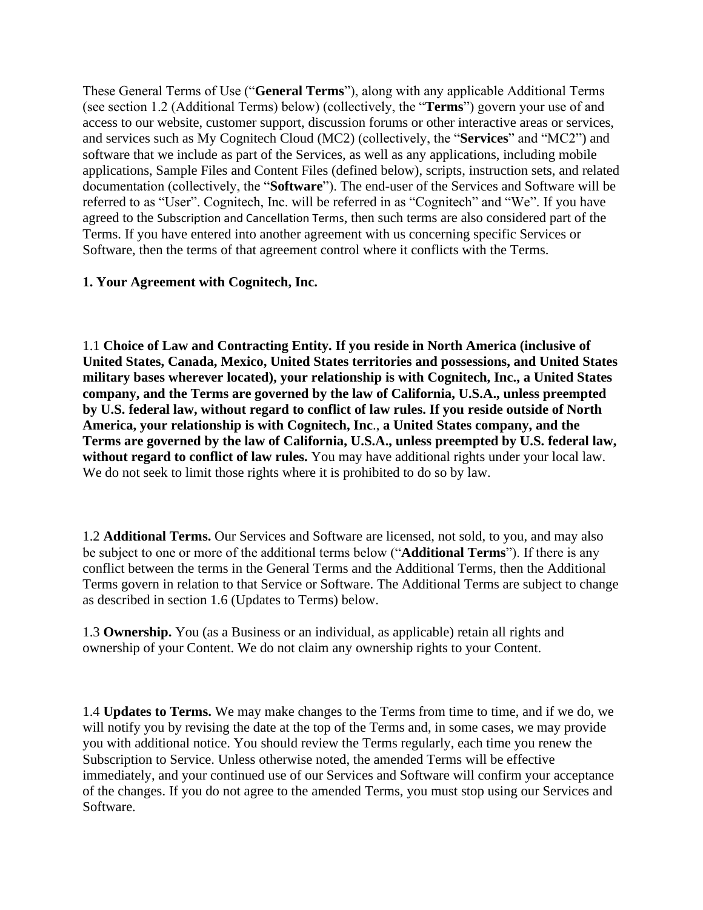These General Terms of Use (“**General Terms**”), along with any applicable Additional Terms (see section 1.2 (Additional Terms) below) (collectively, the “**Terms**”) govern your use of and access to our website, customer support, discussion forums or other interactive areas or services, and services such as My Cognitech Cloud (MC2) (collectively, the “**Services**” and “MC2”) and software that we include as part of the Services, as well as any applications, including mobile applications, Sample Files and Content Files (defined below), scripts, instruction sets, and related documentation (collectively, the “**Software**”). The end-user of the Services and Software will be referred to as “User”. Cognitech, Inc. will be referred in as “Cognitech” and “We”. If you have agreed to the Subscription and Cancellation Terms, then such terms are also considered part of the Terms. If you have entered into another agreement with us concerning specific Services or Software, then the terms of that agreement control where it conflicts with the Terms.

**1. Your Agreement with Cognitech, Inc.**

1.1 **Choice of Law and Contracting Entity. If you reside in North America (inclusive of United States, Canada, Mexico, United States territories and possessions, and United States military bases wherever located), your relationship is with Cognitech, Inc., a United States company, and the Terms are governed by the law of California, U.S.A., unless preempted by U.S. federal law, without regard to conflict of law rules. If you reside outside of North America, your relationship is with Cognitech, Inc**., **a United States company, and the Terms are governed by the law of California, U.S.A., unless preempted by U.S. federal law, without regard to conflict of law rules.** You may have additional rights under your local law. We do not seek to limit those rights where it is prohibited to do so by law.

1.2 **Additional Terms.** Our Services and Software are licensed, not sold, to you, and may also be subject to one or more of the additional terms below (“**Additional Terms**”). If there is any conflict between the terms in the General Terms and the Additional Terms, then the Additional Terms govern in relation to that Service or Software. The Additional Terms are subject to change as described in section 1.6 (Updates to Terms) below.

1.3 **Ownership.** You (as a Business or an individual, as applicable) retain all rights and ownership of your Content. We do not claim any ownership rights to your Content.

1.4 **Updates to Terms.** We may make changes to the Terms from time to time, and if we do, we will notify you by revising the date at the top of the Terms and, in some cases, we may provide you with additional notice. You should review the Terms regularly, each time you renew the Subscription to Service. Unless otherwise noted, the amended Terms will be effective immediately, and your continued use of our Services and Software will confirm your acceptance of the changes. If you do not agree to the amended Terms, you must stop using our Services and Software.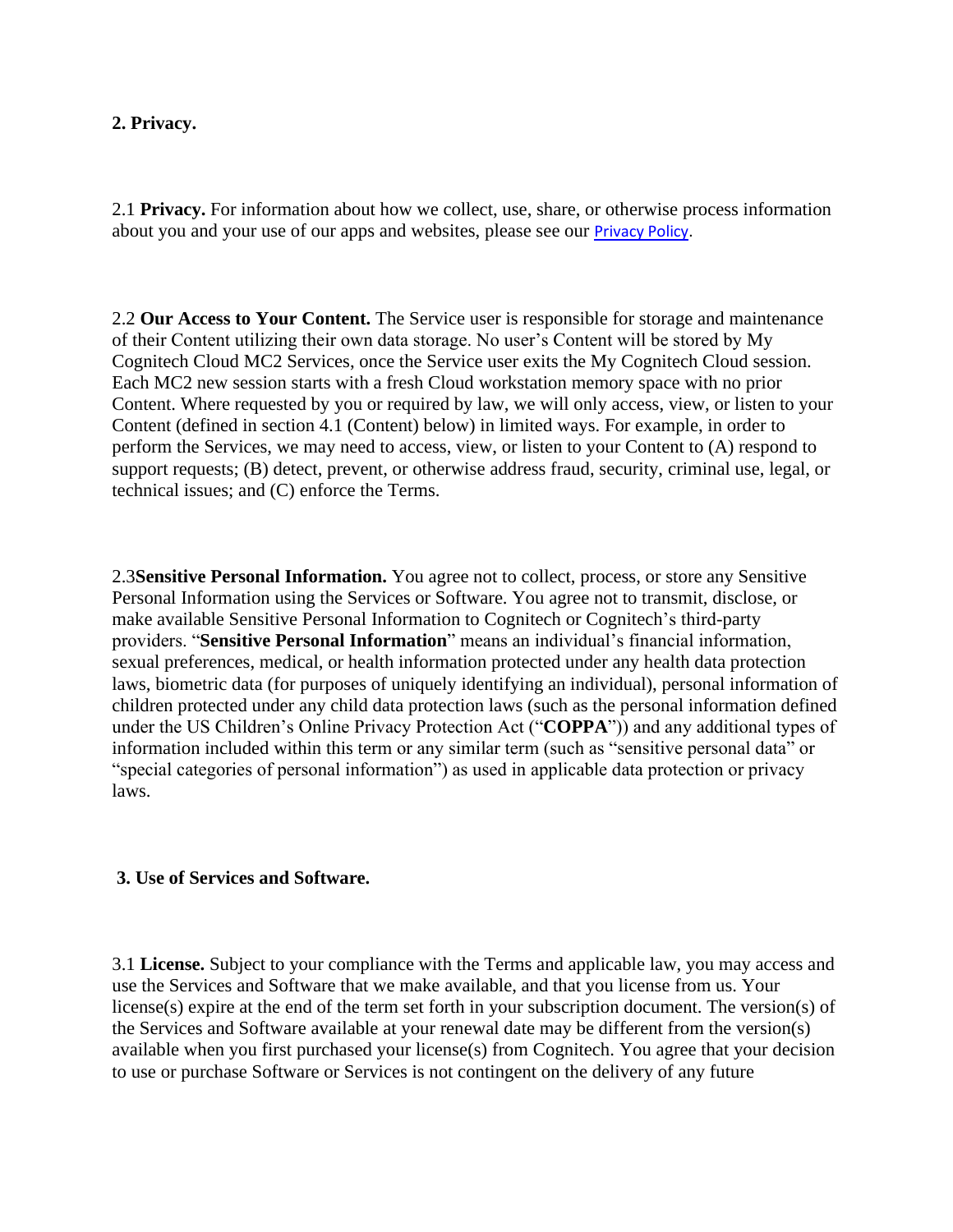## 2. Privacy.

2.1 **Privacy.** For information about how we collect, use, share, or otherwise process information about you and your use of our apps and websites, please see our Privacy Policy.

2.2 **Our Access to Your Content.** The Service user is responsible for storage and maintenance of their Content utilizing their own data storage. No user's Content will be stored by My Cognitech Cloud MC2 Services, once the Service user exits the My Cognitech Cloud session. Each MC2 new session starts with a fresh Cloud workstation memory space with no prior Content. Where requested by you or required by law, we will only access, view, or listen to your Content (defined in section 4.1 (Content) below) in limited ways. For example, in order to perform the Services, we may need to access, view, or listen to your Content to (A) respond to support requests; (B) detect, prevent, or otherwise address fraud, security, criminal use, legal, or technical issues; and (C) enforce the Terms.

2.3**Sensitive Personal Information.** You agree not to collect, process, or store any Sensitive Personal Information using the Services or Software. You agree not to transmit, disclose, or make available Sensitive Personal Information to Cognitech or Cognitech's third-party providers. "**Sensitive Personal Information**" means an individual's financial information, sexual preferences, medical, or health information protected under any health data protection laws, biometric data (for purposes of uniquely identifying an individual), personal information of children protected under any child data protection laws (such as the personal information defined under the US Children's Online Privacy Protection Act ("**COPPA**")) and any additional types of information included within this term or any similar term (such as "sensitive personal data" or "special categories of personal information") as used in applicable data protection or privacy laws.

## 3. Use of Services and Software.

3.1 **License.** Subject to your compliance with the Terms and applicable law, you may access and use the Services and Software that we make available, and that you license from us. Your license(s) expire at the end of the term set forth in your subscription document. The version(s) of the Services and Software available at your renewal date may be different from the version(s) available when you first purchased your license(s) from Cognitech. You agree that your decision to use or purchase Software or Services is not contingent on the delivery of any future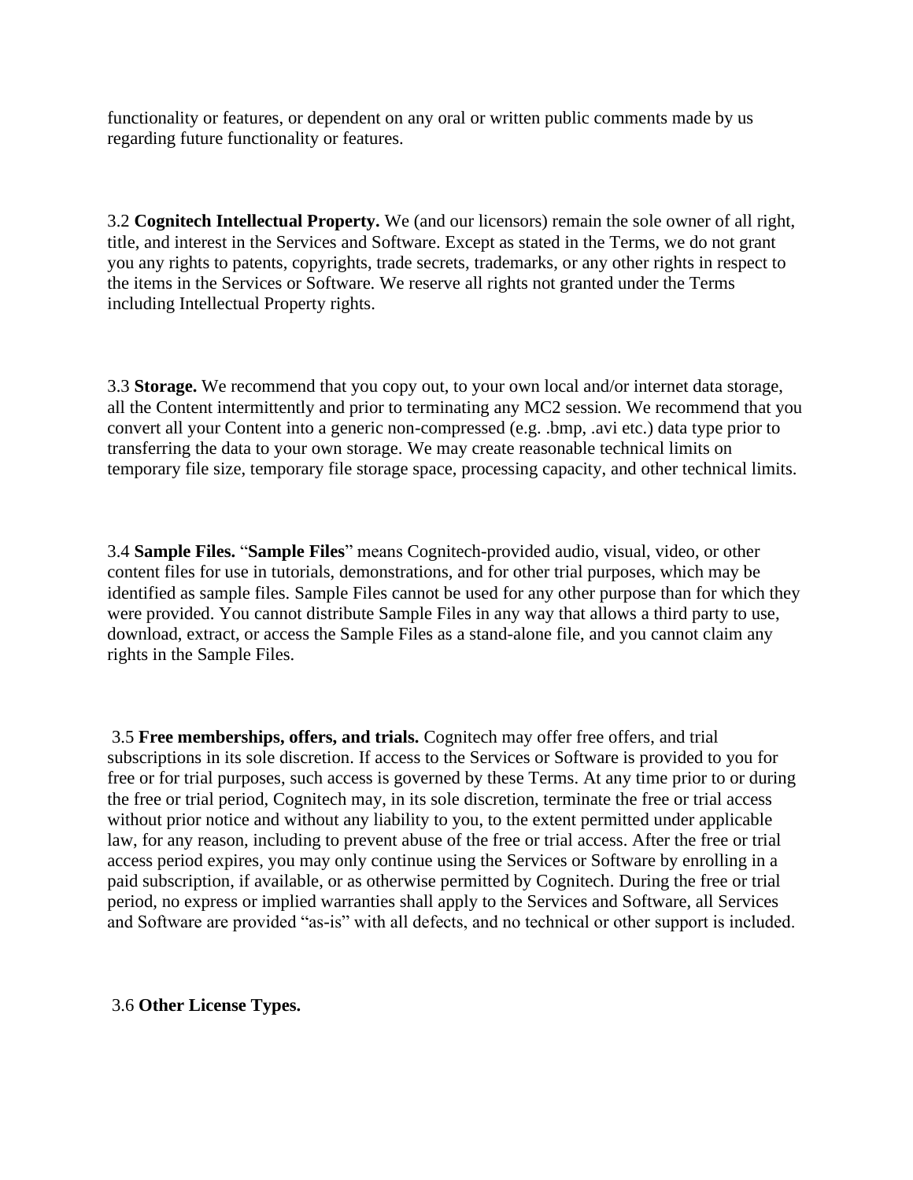functionality or features, or dependent on any oral or written public comments made by us regarding future functionality or features.

3.2 **Cognitech Intellectual Property.** We (and our licensors) remain the sole owner of all right, title, and interest in the Services and Software. Except as stated in the Terms, we do not grant you any rights to patents, copyrights, trade secrets, trademarks, or any other rights in respect to the items in the Services or Software. We reserve all rights not granted under the Terms including Intellectual Property rights.

3.3 **Storage.** We recommend that you copy out, to your own local and/or internet data storage, all the Content intermittently and prior to terminating any MC2 session. We recommend that you convert all your Content into a generic non-compressed (e.g. .bmp, .avi etc.) data type prior to transferring the data to your own storage. We may create reasonable technical limits on temporary file size, temporary file storage space, processing capacity, and other technical limits.

3.4 **Sample Files.** "**Sample Files**" means Cognitech-provided audio, visual, video, or other content files for use in tutorials, demonstrations, and for other trial purposes, which may be identified as sample files. Sample Files cannot be used for any other purpose than for which they were provided. You cannot distribute Sample Files in any way that allows a third party to use, download, extract, or access the Sample Files as a stand-alone file, and you cannot claim any rights in the Sample Files.

3.5 **Free memberships, offers, and trials.** Cognitech may offer free offers, and trial subscriptions in its sole discretion. If access to the Services or Software is provided to you for free or for trial purposes, such access is governed by these Terms. At any time prior to or during the free or trial period, Cognitech may, in its sole discretion, terminate the free or trial access without prior notice and without any liability to you, to the extent permitted under applicable law, for any reason, including to prevent abuse of the free or trial access. After the free or trial access period expires, you may only continue using the Services or Software by enrolling in a paid subscription, if available, or as otherwise permitted by Cognitech. During the free or trial period, no express or implied warranties shall apply to the Services and Software, all Services and Software are provided "as-is" with all defects, and no technical or other support is included.

3.6 **Other License Types.**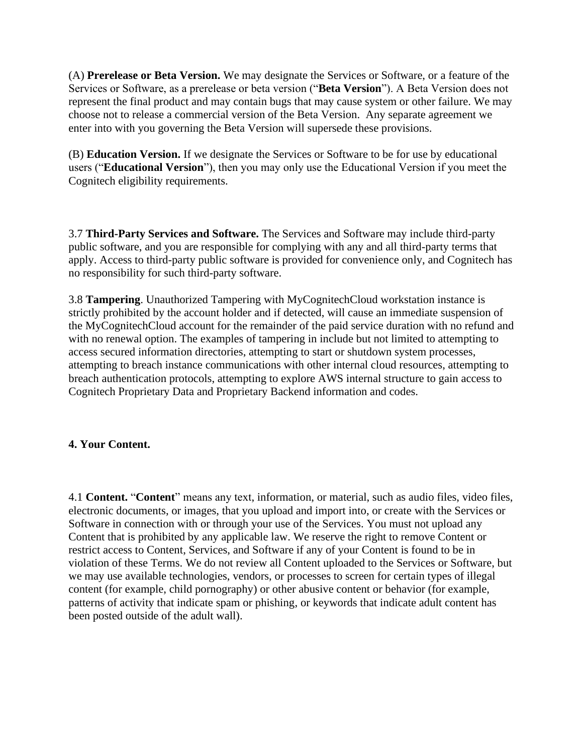(A) **Prerelease or Beta Version.** We may designate the Services or Software, or a feature of the Services or Software, as a prerelease or beta version ("**Beta Version**"). A Beta Version does not represent the final product and may contain bugs that may cause system or other failure. We may choose not to release a commercial version of the Beta Version. Any separate agreement we enter into with you governing the Beta Version will supersede these provisions.

(B) **Education Version.** If we designate the Services or Software to be for use by educational users ("**Educational Version**"), then you may only use the Educational Version if you meet the Cognitech eligibility requirements.

3.7 **Third-Party Services and Software.** The Services and Software may include third-party public software, and you are responsible for complying with any and all third-party terms that apply. Access to third-party public software is provided for convenience only, and Cognitech has no responsibility for such third-party software.

3.8 **Tampering**. Unauthorized Tampering with MyCognitechCloud workstation instance is strictly prohibited by the account holder and if detected, will cause an immediate suspension of the MyCognitechCloud account for the remainder of the paid service duration with no refund and with no renewal option. The examples of tampering in include but not limited to attempting to access secured information directories, attempting to start or shutdown system processes, attempting to breach instance communications with other internal cloud resources, attempting to breach authentication protocols, attempting to explore AWS internal structure to gain access to Cognitech Proprietary Data and Proprietary Backend information and codes.

**4. Your Content.**

4.1 **Content.** "**Content**" means any text, information, or material, such as audio files, video files, electronic documents, or images, that you upload and import into, or create with the Services or Software in connection with or through your use of the Services. You must not upload any Content that is prohibited by any applicable law. We reserve the right to remove Content or restrict access to Content, Services, and Software if any of your Content is found to be in violation of these Terms. We do not review all Content uploaded to the Services or Software, but we may use available technologies, vendors, or processes to screen for certain types of illegal content (for example, child pornography) or other abusive content or behavior (for example, patterns of activity that indicate spam or phishing, or keywords that indicate adult content has been posted outside of the adult wall).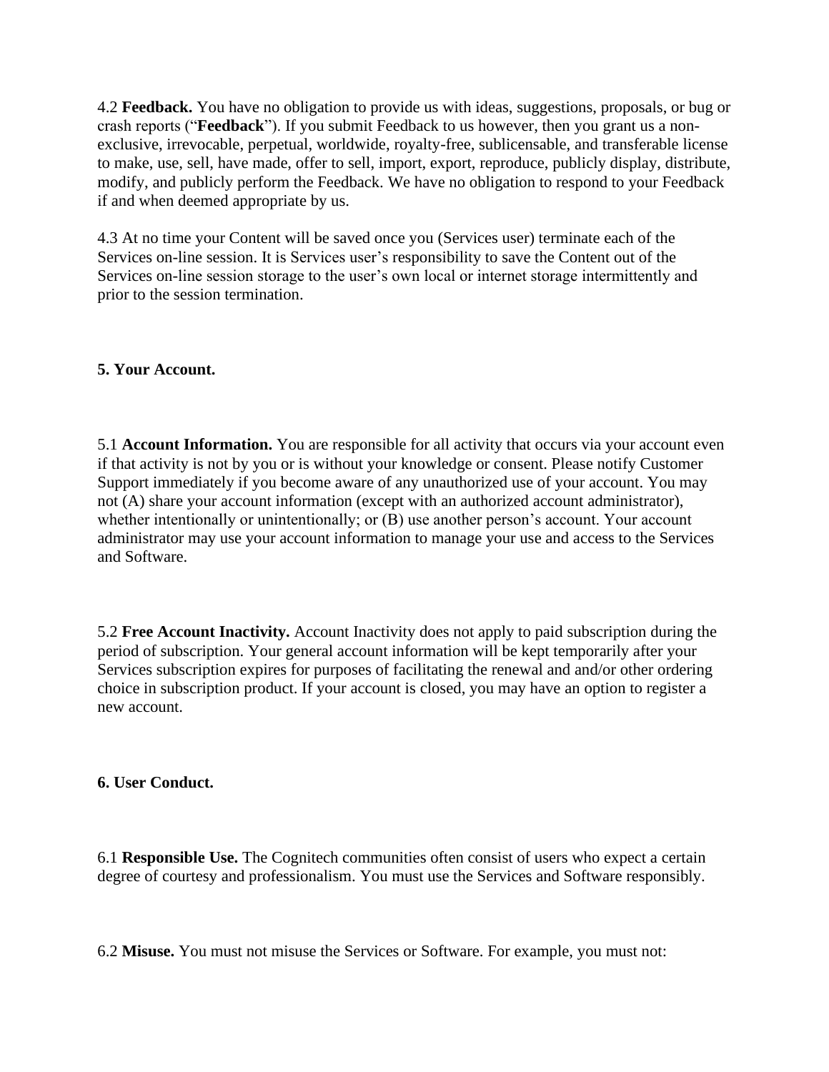4.2 **Feedback.** You have no obligation to provide us with ideas, suggestions, proposals, or bug or crash reports ("**Feedback**"). If you submit Feedback to us however, then you grant us a non-exclusive, irrevocable, perpetual, worldwide, royalty-free, sublicensable, and transferable license to make, use, sell, have made, offer to sell, import, export, reproduce, publicly display, distribute, modify, and publicly perform the Feedback. We have no obligation to respond to your Feedback if and when deemed appropriate by us.

4.3 At no time your Content will be saved once you (Services user) terminate each of the Services on-line session. It is Services user's responsibility to save the Content out of the Services on-line session storage to the user's own local or internet storage intermittently and prior to the session termination.

**5. Your Account.**

5.1 **Account Information.** You are responsible for all activity that occurs via your account even if that activity is not by you or is without your knowledge or consent. Please notify Customer Support immediately if you become aware of any unauthorized use of your account. You may not (A) share your account information (except with an authorized account administrator), whether intentionally or unintentionally; or (B) use another person's account. Your account administrator may use your account information to manage your use and access to the Services and Software.

5.2 **Free Account Inactivity.** Account Inactivity does not apply to paid subscription during the period of subscription. Your general account information will be kept temporarily after your Services subscription expires for purposes of facilitating the renewal and and/or other ordering choice in subscription product. If your account is closed, you may have an option to register a new account.

**6. User Conduct.**

6.1 **Responsible Use.** The Cognitech communities often consist of users who expect a certain degree of courtesy and professionalism. You must use the Services and Software responsibly.

6.2 **Misuse.** You must not misuse the Services or Software. For example, you must not: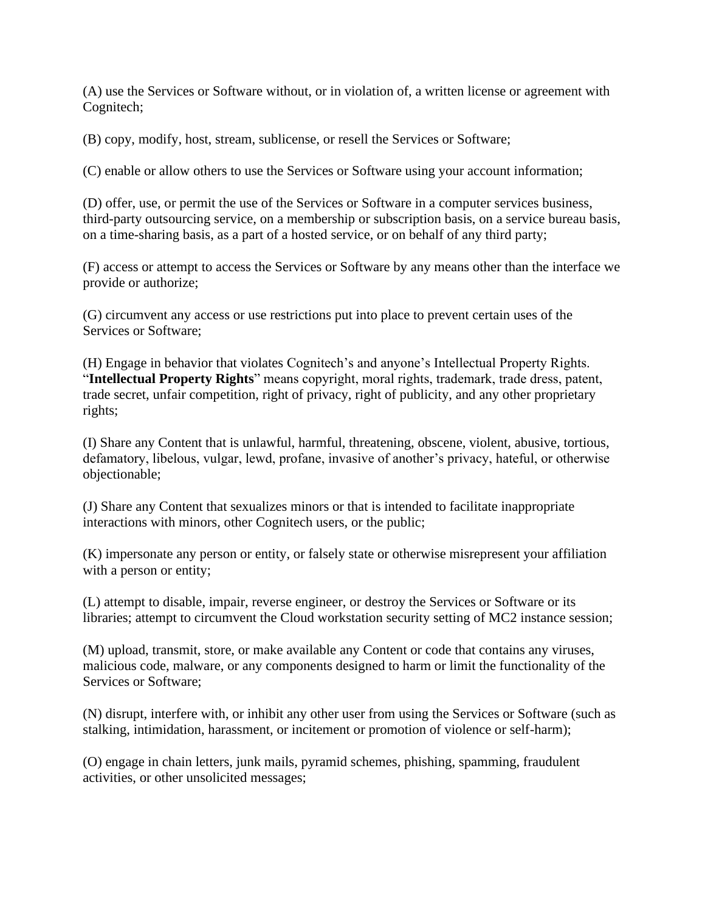(A) use the Services or Software without, or in violation of, a written license or agreement with Cognitech;

(B) copy, modify, host, stream, sublicense, or resell the Services or Software;

(C) enable or allow others to use the Services or Software using your account information;

(D) offer, use, or permit the use of the Services or Software in a computer services business, third-party outsourcing service, on a membership or subscription basis, on a service bureau basis, on a time-sharing basis, as a part of a hosted service, or on behalf of any third party;

(F) access or attempt to access the Services or Software by any means other than the interface we provide or authorize;

(G) circumvent any access or use restrictions put into place to prevent certain uses of the Services or Software;

(H) Engage in behavior that violates Cognitech's and anyone's Intellectual Property Rights. "**Intellectual Property Rights**" means copyright, moral rights, trademark, trade dress, patent, trade secret, unfair competition, right of privacy, right of publicity, and any other proprietary rights;

(I) Share any Content that is unlawful, harmful, threatening, obscene, violent, abusive, tortious, defamatory, libelous, vulgar, lewd, profane, invasive of another's privacy, hateful, or otherwise objectionable;

(J) Share any Content that sexualizes minors or that is intended to facilitate inappropriate interactions with minors, other Cognitech users, or the public;

(K) impersonate any person or entity, or falsely state or otherwise misrepresent your affiliation with a person or entity;

(L) attempt to disable, impair, reverse engineer, or destroy the Services or Software or its libraries; attempt to circumvent the Cloud workstation security setting of MC2 instance session;

(M) upload, transmit, store, or make available any Content or code that contains any viruses, malicious code, malware, or any components designed to harm or limit the functionality of the Services or Software;

(N) disrupt, interfere with, or inhibit any other user from using the Services or Software (such as stalking, intimidation, harassment, or incitement or promotion of violence or self-harm);

(O) engage in chain letters, junk mails, pyramid schemes, phishing, spamming, fraudulent activities, or other unsolicited messages;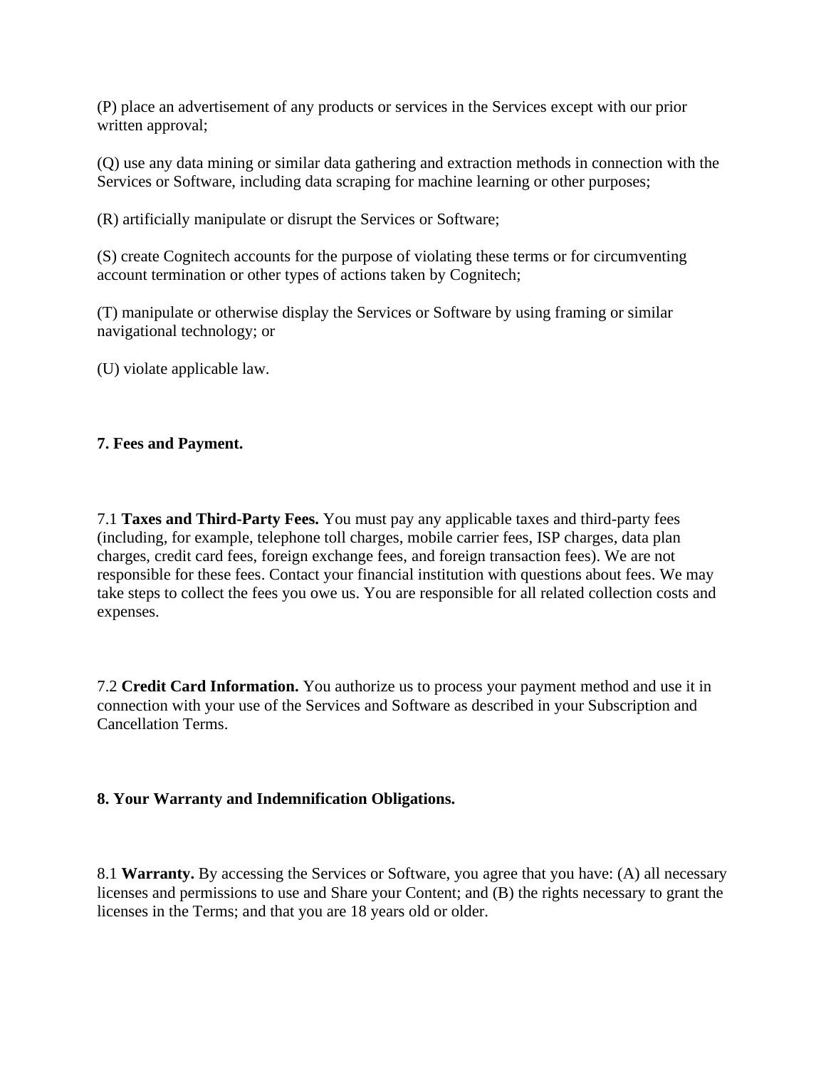(P) place an advertisement of any products or services in the Services except with our prior written approval;

(Q) use any data mining or similar data gathering and extraction methods in connection with the Services or Software, including data scraping for machine learning or other purposes;

(R) artificially manipulate or disrupt the Services or Software;

(S) create Cognitech accounts for the purpose of violating these terms or for circumventing account termination or other types of actions taken by Cognitech;

(T) manipulate or otherwise display the Services or Software by using framing or similar navigational technology; or

(U) violate applicable law.

**7. Fees and Payment.**

7.1 **Taxes and Third-Party Fees.** You must pay any applicable taxes and third-party fees (including, for example, telephone toll charges, mobile carrier fees, ISP charges, data plan charges, credit card fees, foreign exchange fees, and foreign transaction fees). We are not responsible for these fees. Contact your financial institution with questions about fees. We may take steps to collect the fees you owe us. You are responsible for all related collection costs and expenses.

7.2 **Credit Card Information.** You authorize us to process your payment method and use it in connection with your use of the Services and Software as described in your Subscription and Cancellation Terms.

**8. Your Warranty and Indemnification Obligations.**

8.1 **Warranty.** By accessing the Services or Software, you agree that you have: (A) all necessary licenses and permissions to use and Share your Content; and (B) the rights necessary to grant the licenses in the Terms; and that you are 18 years old or older.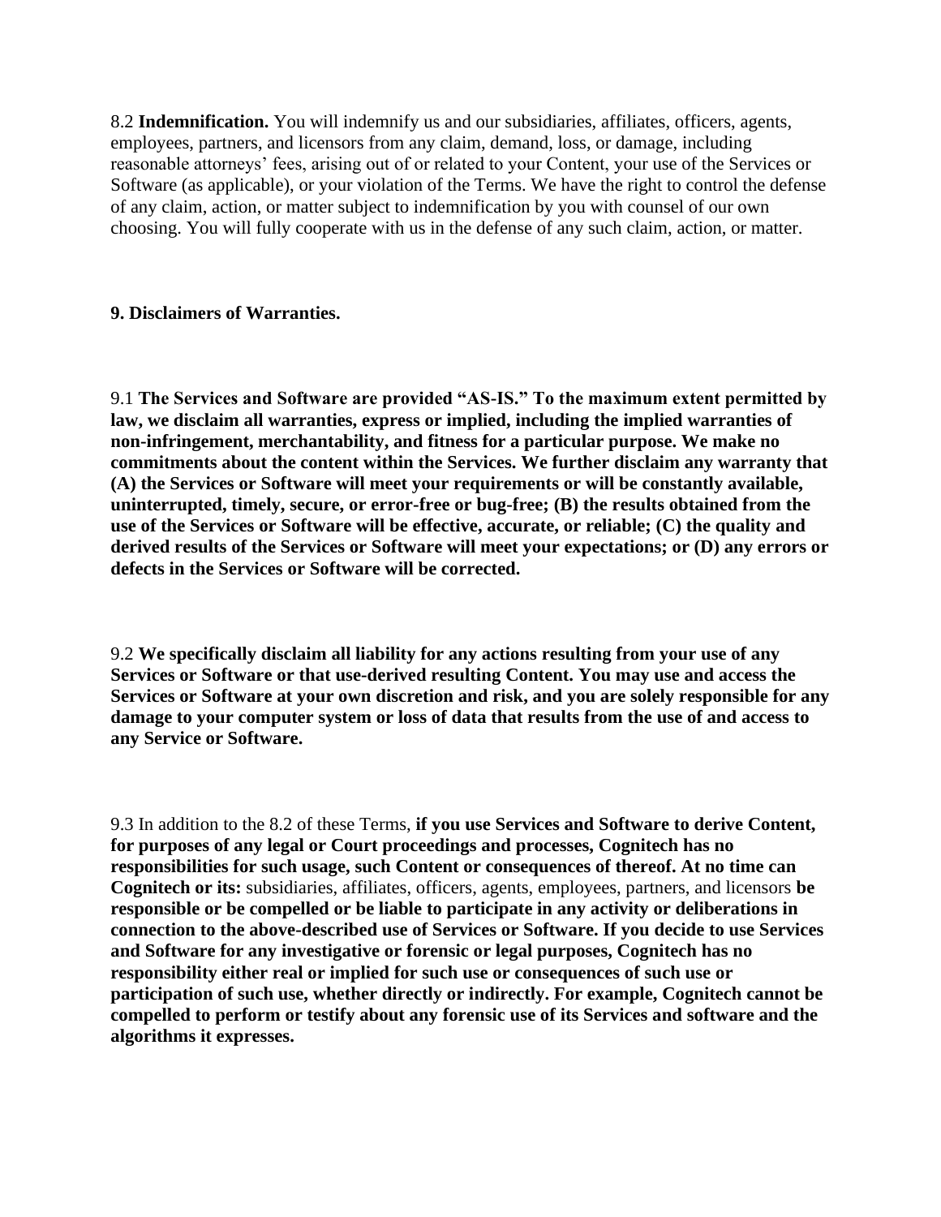8.2 **Indemnification.** You will indemnify us and our subsidiaries, affiliates, officers, agents, employees, partners, and licensors from any claim, demand, loss, or damage, including reasonable attorneys' fees, arising out of or related to your Content, your use of the Services or Software (as applicable), or your violation of the Terms. We have the right to control the defense of any claim, action, or matter subject to indemnification by you with counsel of our own choosing. You will fully cooperate with us in the defense of any such claim, action, or matter.

**9. Disclaimers of Warranties.**

9.1 **The Services and Software are provided "AS-IS." To the maximum extent permitted by law, we disclaim all warranties, express or implied, including the implied warranties of non-infringement, merchantability, and fitness for a particular purpose. We make no commitments about the content within the Services. We further disclaim any warranty that (A) the Services or Software will meet your requirements or will be constantly available, uninterrupted, timely, secure, or error-free or bug-free; (B) the results obtained from the use of the Services or Software will be effective, accurate, or reliable; (C) the quality and derived results of the Services or Software will meet your expectations; or (D) any errors or defects in the Services or Software will be corrected.**

9.2 **We specifically disclaim all liability for any actions resulting from your use of any Services or Software or that use-derived resulting Content. You may use and access the Services or Software at your own discretion and risk, and you are solely responsible for any damage to your computer system or loss of data that results from the use of and access to any Service or Software.**

9.3 In addition to the 8.2 of these Terms, **if you use Services and Software to derive Content, for purposes of any legal or Court proceedings and processes, Cognitech has no responsibilities for such usage, such Content or consequences of thereof. At no time can Cognitech or its:** subsidiaries, affiliates, officers, agents, employees, partners, and licensors **be responsible or be compelled or be liable to participate in any activity or deliberations in connection to the above-described use of Services or Software. If you decide to use Services and Software for any investigative or forensic or legal purposes, Cognitech has no responsibility either real or implied for such use or consequences of such use or participation of such use, whether directly or indirectly. For example, Cognitech cannot be compelled to perform or testify about any forensic use of its Services and software and the algorithms it expresses.**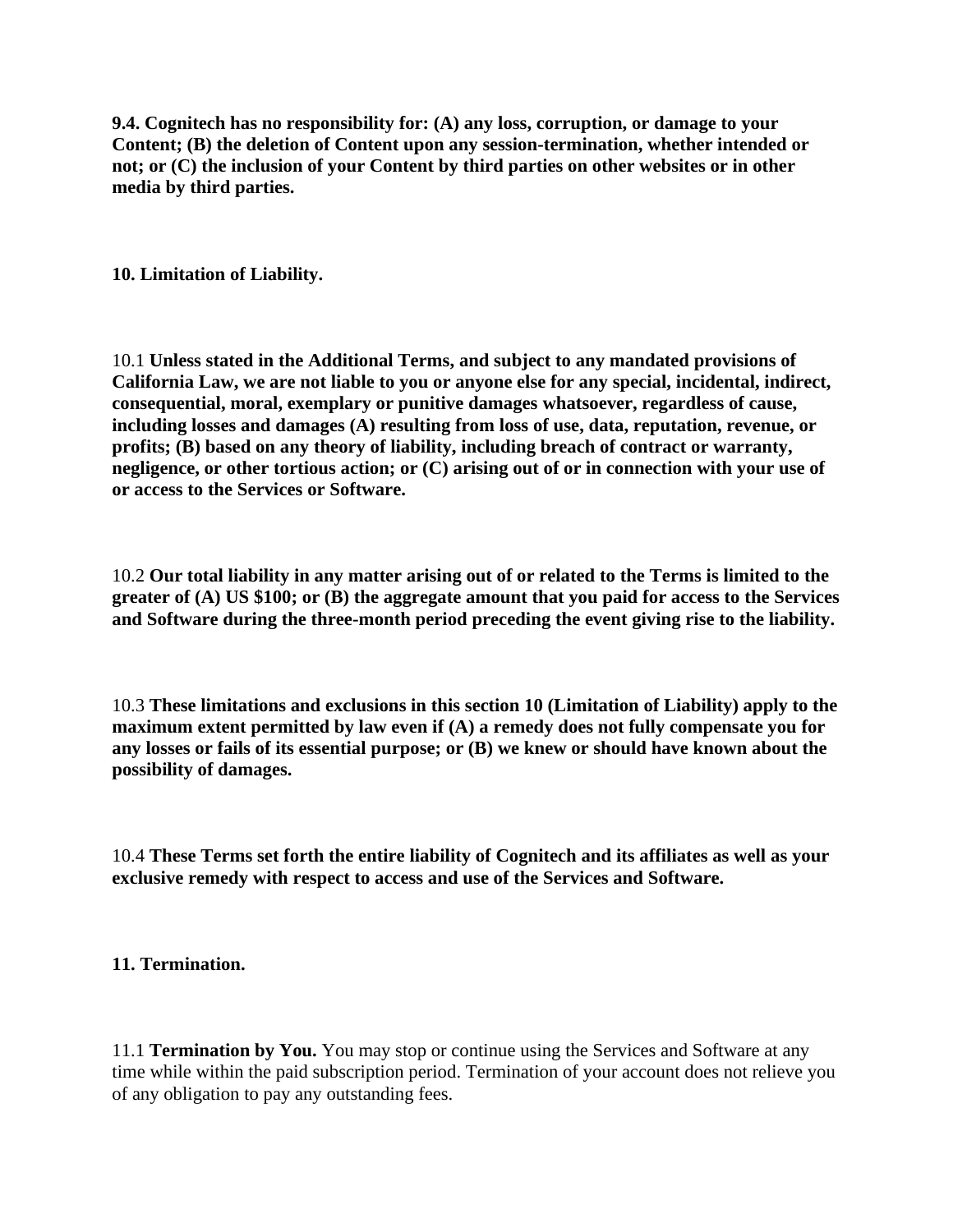**9.4. Cognitech has no responsibility for: (A) any loss, corruption, or damage to your Content; (B) the deletion of Content upon any session-termination, whether intended or not; or (C) the inclusion of your Content by third parties on other websites or in other media by third parties.**

**10. Limitation of Liability.**

10.1 **Unless stated in the Additional Terms, and subject to any mandated provisions of California Law, we are not liable to you or anyone else for any special, incidental, indirect, consequential, moral, exemplary or punitive damages whatsoever, regardless of cause, including losses and damages (A) resulting from loss of use, data, reputation, revenue, or profits; (B) based on any theory of liability, including breach of contract or warranty, negligence, or other tortious action; or (C) arising out of or in connection with your use of or access to the Services or Software.**

10.2 **Our total liability in any matter arising out of or related to the Terms is limited to the greater of (A) US $100; or (B) the aggregate amount that you paid for access to the Services and Software during the three-month period preceding the event giving rise to the liability.**

10.3 **These limitations and exclusions in this section 10 (Limitation of Liability) apply to the maximum extent permitted by law even if (A) a remedy does not fully compensate you for any losses or fails of its essential purpose; or (B) we knew or should have known about the possibility of damages.**

10.4 **These Terms set forth the entire liability of Cognitech and its affiliates as well as your exclusive remedy with respect to access and use of the Services and Software.**

**11. Termination.**

11.1 **Termination by You.** You may stop or continue using the Services and Software at any time while within the paid subscription period. Termination of your account does not relieve you of any obligation to pay any outstanding fees.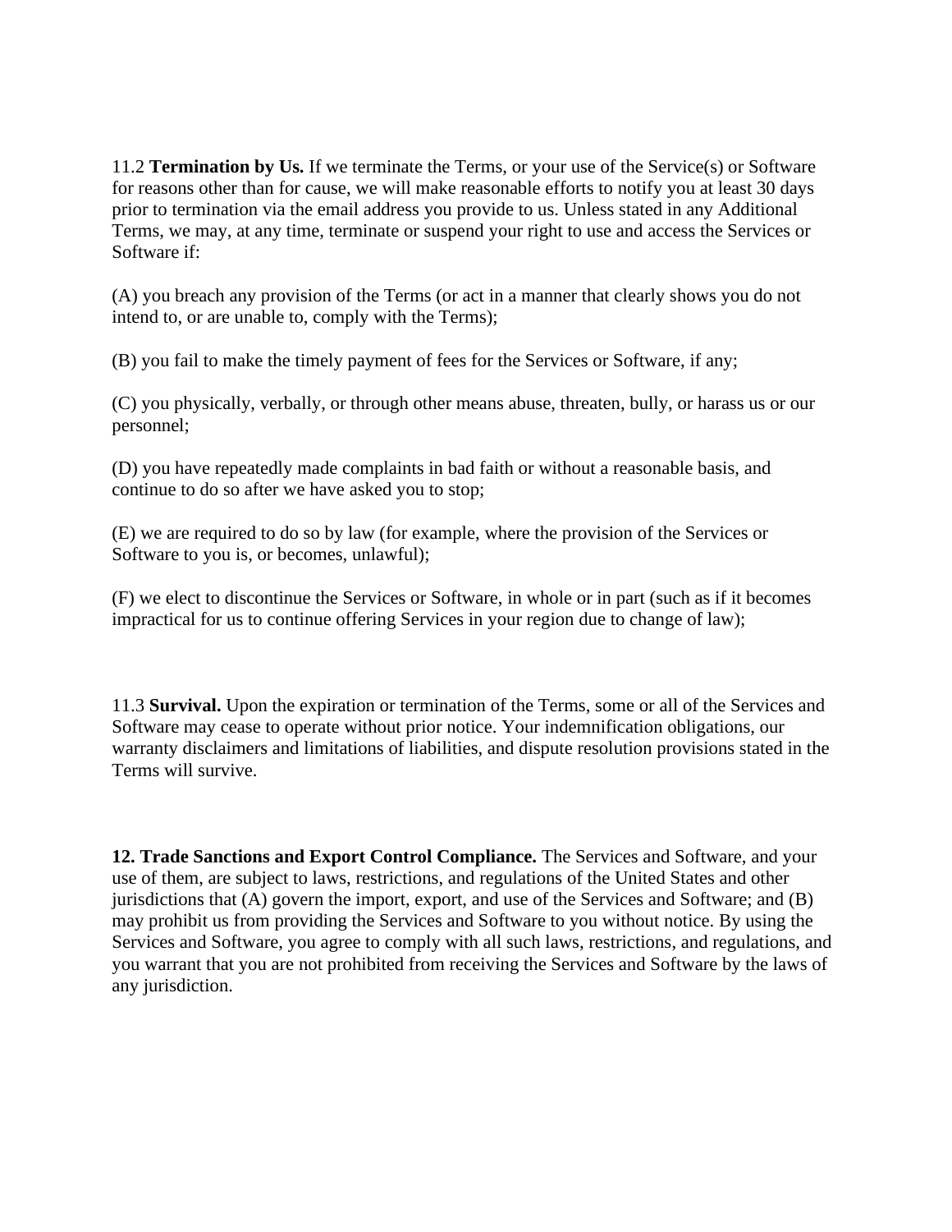11.2 **Termination by Us.** If we terminate the Terms, or your use of the Service(s) or Software for reasons other than for cause, we will make reasonable efforts to notify you at least 30 days prior to termination via the email address you provide to us. Unless stated in any Additional Terms, we may, at any time, terminate or suspend your right to use and access the Services or Software if:

(A) you breach any provision of the Terms (or act in a manner that clearly shows you do not intend to, or are unable to, comply with the Terms);

(B) you fail to make the timely payment of fees for the Services or Software, if any;

(C) you physically, verbally, or through other means abuse, threaten, bully, or harass us or our personnel;

(D) you have repeatedly made complaints in bad faith or without a reasonable basis, and continue to do so after we have asked you to stop;

(E) we are required to do so by law (for example, where the provision of the Services or Software to you is, or becomes, unlawful);

(F) we elect to discontinue the Services or Software, in whole or in part (such as if it becomes impractical for us to continue offering Services in your region due to change of law);

11.3 **Survival.** Upon the expiration or termination of the Terms, some or all of the Services and Software may cease to operate without prior notice. Your indemnification obligations, our warranty disclaimers and limitations of liabilities, and dispute resolution provisions stated in the Terms will survive.

**12. Trade Sanctions and Export Control Compliance.** The Services and Software, and your use of them, are subject to laws, restrictions, and regulations of the United States and other jurisdictions that (A) govern the import, export, and use of the Services and Software; and (B) may prohibit us from providing the Services and Software to you without notice. By using the Services and Software, you agree to comply with all such laws, restrictions, and regulations, and you warrant that you are not prohibited from receiving the Services and Software by the laws of any jurisdiction.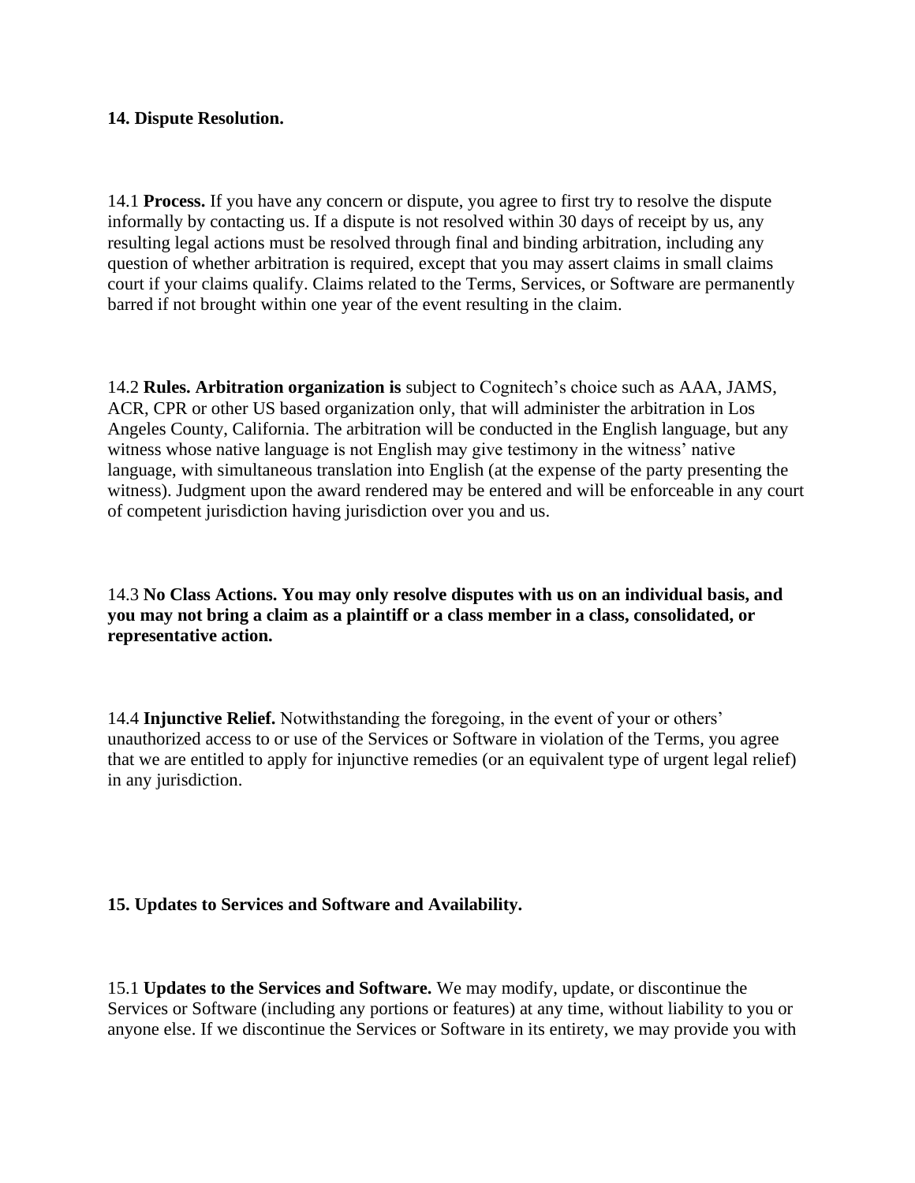**14. Dispute Resolution.**

14.1 **Process.** If you have any concern or dispute, you agree to first try to resolve the dispute informally by contacting us. If a dispute is not resolved within 30 days of receipt by us, any resulting legal actions must be resolved through final and binding arbitration, including any question of whether arbitration is required, except that you may assert claims in small claims court if your claims qualify. Claims related to the Terms, Services, or Software are permanently barred if not brought within one year of the event resulting in the claim.

14.2 **Rules. Arbitration organization is** subject to Cognitech's choice such as AAA, JAMS, ACR, CPR or other US based organization only, that will administer the arbitration in Los Angeles County, California. The arbitration will be conducted in the English language, but any witness whose native language is not English may give testimony in the witness' native language, with simultaneous translation into English (at the expense of the party presenting the witness). Judgment upon the award rendered may be entered and will be enforceable in any court of competent jurisdiction having jurisdiction over you and us.

14.3 **No Class Actions. You may only resolve disputes with us on an individual basis, and you may not bring a claim as a plaintiff or a class member in a class, consolidated, or representative action.**

14.4 **Injunctive Relief.** Notwithstanding the foregoing, in the event of your or others' unauthorized access to or use of the Services or Software in violation of the Terms, you agree that we are entitled to apply for injunctive remedies (or an equivalent type of urgent legal relief) in any jurisdiction.

**15. Updates to Services and Software and Availability.**

15.1 **Updates to the Services and Software.** We may modify, update, or discontinue the Services or Software (including any portions or features) at any time, without liability to you or anyone else. If we discontinue the Services or Software in its entirety, we may provide you with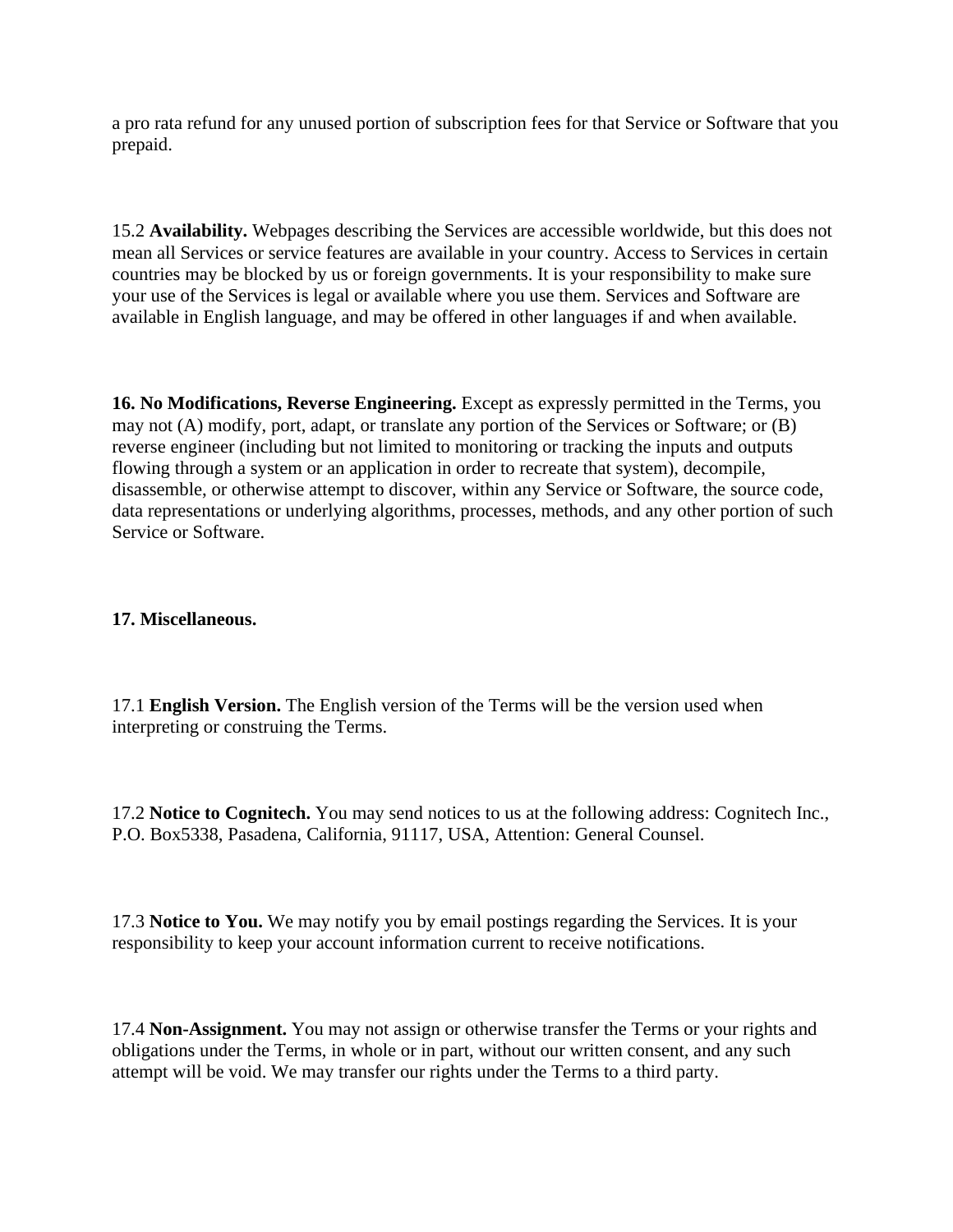a pro rata refund for any unused portion of subscription fees for that Service or Software that you prepaid.

15.2 **Availability.** Webpages describing the Services are accessible worldwide, but this does not mean all Services or service features are available in your country. Access to Services in certain countries may be blocked by us or foreign governments. It is your responsibility to make sure your use of the Services is legal or available where you use them. Services and Software are available in English language, and may be offered in other languages if and when available.

**16. No Modifications, Reverse Engineering.** Except as expressly permitted in the Terms, you may not (A) modify, port, adapt, or translate any portion of the Services or Software; or (B) reverse engineer (including but not limited to monitoring or tracking the inputs and outputs flowing through a system or an application in order to recreate that system), decompile, disassemble, or otherwise attempt to discover, within any Service or Software, the source code, data representations or underlying algorithms, processes, methods, and any other portion of such Service or Software.

**17. Miscellaneous.**

17.1 **English Version.** The English version of the Terms will be the version used when interpreting or construing the Terms.

17.2 **Notice to Cognitech.** You may send notices to us at the following address: Cognitech Inc., P.O. Box5338, Pasadena, California, 91117, USA, Attention: General Counsel.

17.3 **Notice to You.** We may notify you by email postings regarding the Services. It is your responsibility to keep your account information current to receive notifications.

17.4 **Non-Assignment.** You may not assign or otherwise transfer the Terms or your rights and obligations under the Terms, in whole or in part, without our written consent, and any such attempt will be void. We may transfer our rights under the Terms to a third party.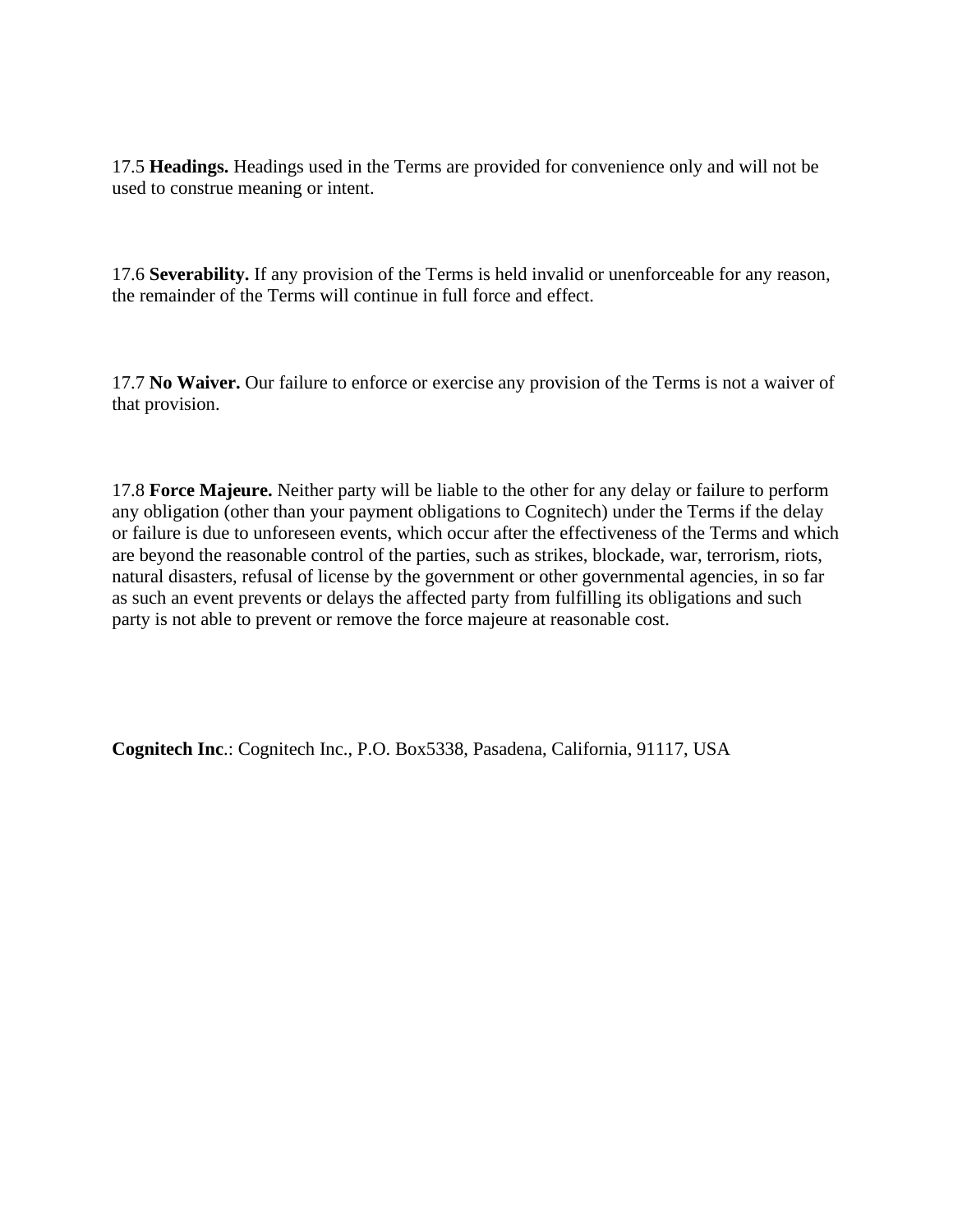17.5 **Headings.** Headings used in the Terms are provided for convenience only and will not be used to construe meaning or intent.

17.6 **Severability.** If any provision of the Terms is held invalid or unenforceable for any reason, the remainder of the Terms will continue in full force and effect.

17.7 **No Waiver.** Our failure to enforce or exercise any provision of the Terms is not a waiver of that provision.

17.8 **Force Majeure.** Neither party will be liable to the other for any delay or failure to perform any obligation (other than your payment obligations to Cognitech) under the Terms if the delay or failure is due to unforeseen events, which occur after the effectiveness of the Terms and which are beyond the reasonable control of the parties, such as strikes, blockade, war, terrorism, riots, natural disasters, refusal of license by the government or other governmental agencies, in so far as such an event prevents or delays the affected party from fulfilling its obligations and such party is not able to prevent or remove the force majeure at reasonable cost.

**Cognitech Inc**.: Cognitech Inc., P.O. Box5338, Pasadena, California, 91117, USA